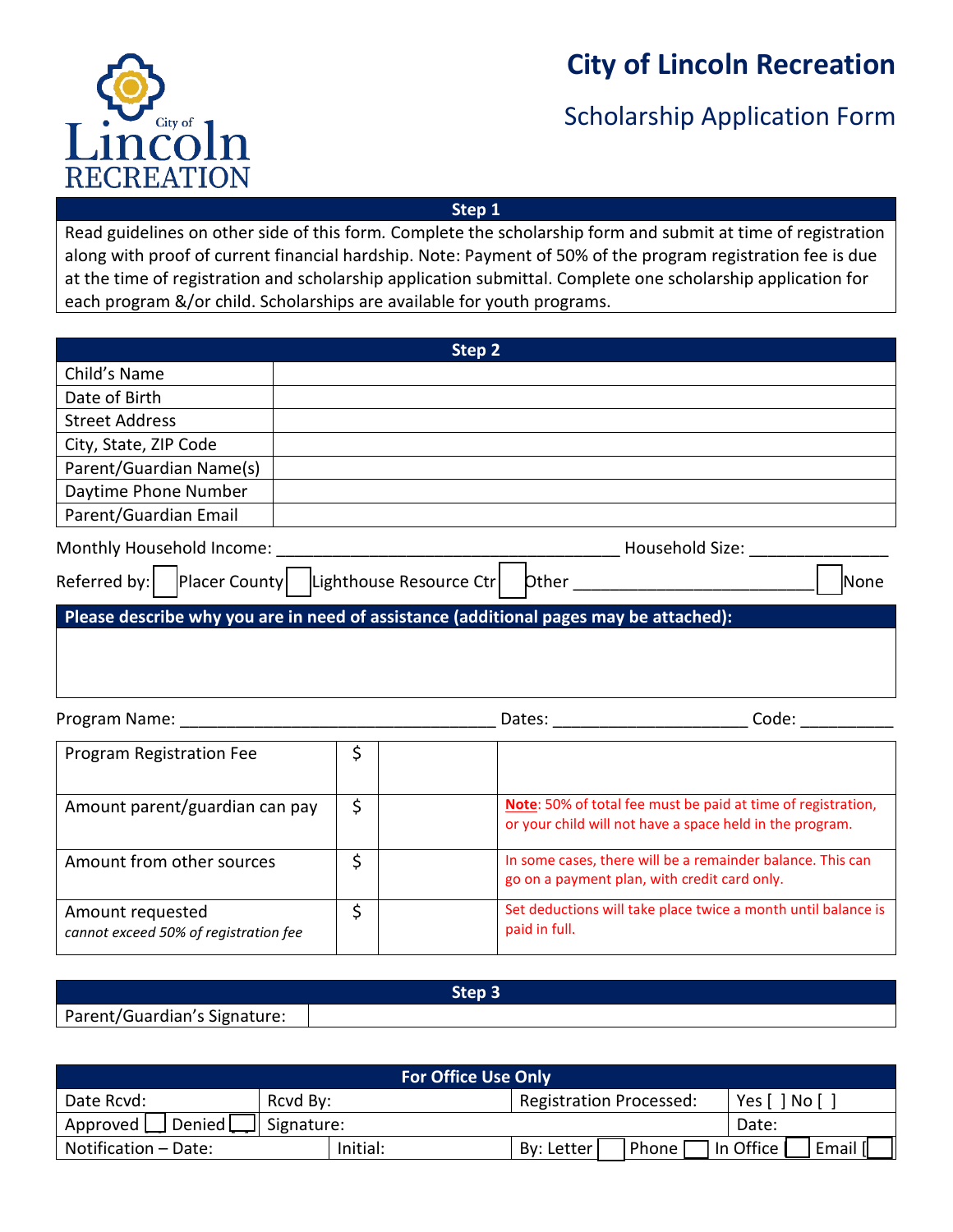# City of Lincoln Recreation

## Scholarship Application Form

| Step 1 |
|---|
| Read guidelines on other side of this form. Complete the scholarship form and submit at time of registration along with proof of current financial hardship. Note: Payment of 50% of the program registration fee is due at the time of registration and scholarship application submittal. Complete one scholarship application for each program &/or child. Scholarships are available for youth programs. |

| Step 2 | |
|---|---|
| Child's Name | |
| Date of Birth | |
| Street Address | |
| City, State, ZIP Code | |
| Parent/Guardian Name(s) | |
| Daytime Phone Number | |
| Parent/Guardian Email | |

Monthly Household Income: ______________________________________ Household Size: _______________

Referred by: [ ] Placer County [ ] Lighthouse Resource Ctr [ ] Other __________________________ [ ] None

| Please describe why you are in need of assistance (additional pages may be attached): |
|---|
| |

Program Name: __________________________________ Dates: ____________________ Code: __________

| | | | |
|---|---|---|---|
| Program Registration Fee | $ | | |
| Amount parent/guardian can pay | $ | | **Note**: 50% of total fee must be paid at time of registration, or your child will not have a space held in the program. |
| Amount from other sources | $ | | In some cases, there will be a remainder balance. This can go on a payment plan, with credit card only. |
| Amount requested<br>*cannot exceed 50% of registration fee* | $ | | Set deductions will take place twice a month until balance is paid in full. |

| Step 3 | |
|---|---|
| Parent/Guardian's Signature: | |

| For Office Use Only | | | |
|---|---|---|---|
| Date Rcvd: | Rcvd By: | Registration Processed: | Yes [ ] No [ ] |
| Approved [ ] Denied [ ] | Signature: | | Date: |
| Notification – Date: | Initial: | By: Letter [ ] Phone [ ] In Office [ ] Email [ ] | |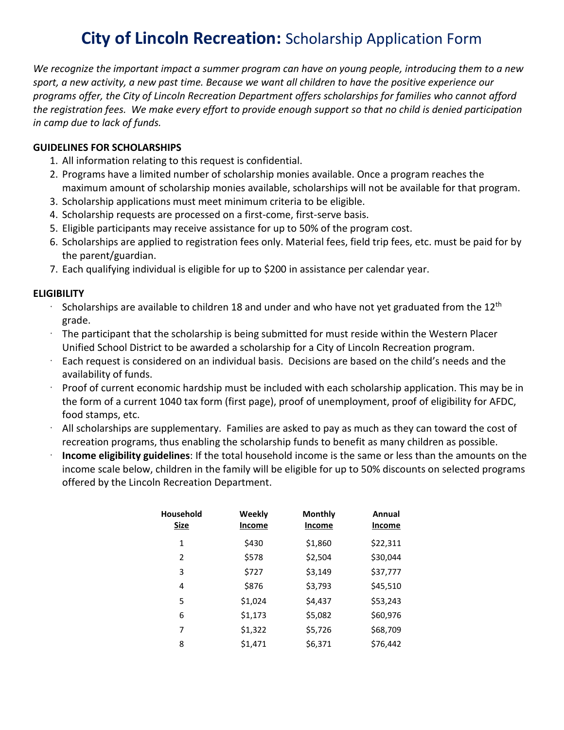# **City of Lincoln Recreation:** Scholarship Application Form

*We recognize the important impact a summer program can have on young people, introducing them to a new sport, a new activity, a new past time. Because we want all children to have the positive experience our programs offer, the City of Lincoln Recreation Department offers scholarships for families who cannot afford the registration fees. We make every effort to provide enough support so that no child is denied participation in camp due to lack of funds.*

**GUIDELINES FOR SCHOLARSHIPS**

1. All information relating to this request is confidential.
2. Programs have a limited number of scholarship monies available. Once a program reaches the maximum amount of scholarship monies available, scholarships will not be available for that program.
3. Scholarship applications must meet minimum criteria to be eligible.
4. Scholarship requests are processed on a first-come, first-serve basis.
5. Eligible participants may receive assistance for up to 50% of the program cost.
6. Scholarships are applied to registration fees only. Material fees, field trip fees, etc. must be paid for by the parent/guardian.
7. Each qualifying individual is eligible for up to $200 in assistance per calendar year.

**ELIGIBILITY**

- Scholarships are available to children 18 and under and who have not yet graduated from the 12th grade.
- The participant that the scholarship is being submitted for must reside within the Western Placer Unified School District to be awarded a scholarship for a City of Lincoln Recreation program.
- Each request is considered on an individual basis. Decisions are based on the child's needs and the availability of funds.
- Proof of current economic hardship must be included with each scholarship application. This may be in the form of a current 1040 tax form (first page), proof of unemployment, proof of eligibility for AFDC, food stamps, etc.
- All scholarships are supplementary. Families are asked to pay as much as they can toward the cost of recreation programs, thus enabling the scholarship funds to benefit as many children as possible.
- **Income eligibility guidelines**: If the total household income is the same or less than the amounts on the income scale below, children in the family will be eligible for up to 50% discounts on selected programs offered by the Lincoln Recreation Department.

| Household Size | Weekly Income | Monthly Income | Annual Income |
|---|---|---|---|
| 1 | $430 | $1,860 | $22,311 |
| 2 | $578 | $2,504 | $30,044 |
| 3 | $727 | $3,149 | $37,777 |
| 4 | $876 | $3,793 | $45,510 |
| 5 | $1,024 | $4,437 | $53,243 |
| 6 | $1,173 | $5,082 | $60,976 |
| 7 | $1,322 | $5,726 | $68,709 |
| 8 | $1,471 | $6,371 | $76,442 |